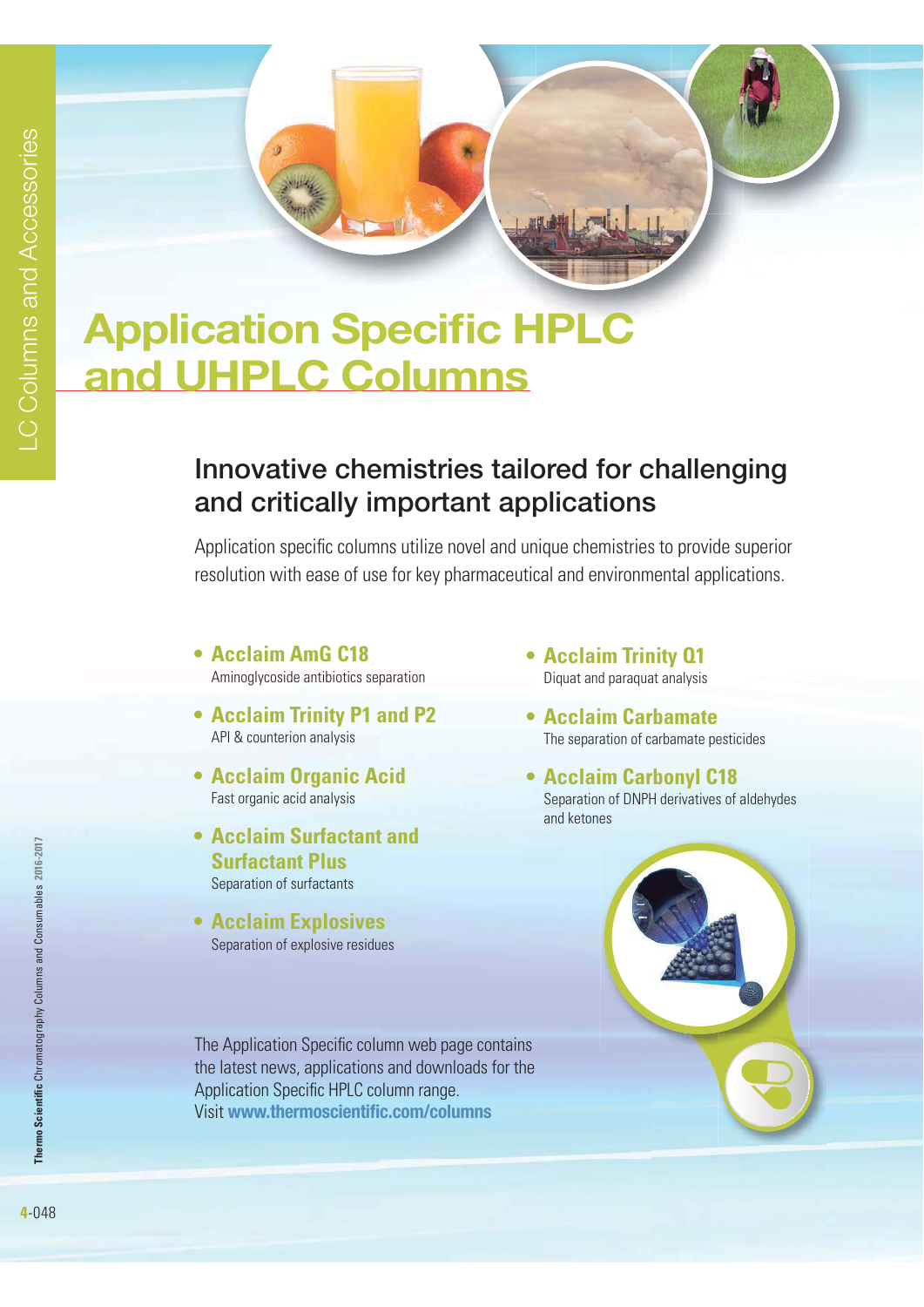# Application Specific HPLC and UHPLC Columns

## Innovative chemistries tailored for challenging and critically important applications

Application specific columns utilize novel and unique chemistries to provide superior resolution with ease of use for key pharmaceutical and environmental applications.

- **Acclaim AmG C18**
  Aminoglycoside antibiotics separation
- **Acclaim Trinity P1 and P2**
  API & counterion analysis
- **Acclaim Organic Acid**
  Fast organic acid analysis
- **Acclaim Surfactant and Surfactant Plus**
  Separation of surfactants
- **Acclaim Explosives**
  Separation of explosive residues
- **Acclaim Trinity Q1**
  Diquat and paraquat analysis
- **Acclaim Carbamate**
  The separation of carbamate pesticides
- **Acclaim Carbonyl C18**
  Separation of DNPH derivatives of aldehydes and ketones

The Application Specific column web page contains the latest news, applications and downloads for the Application Specific HPLC column range.
Visit **www.thermoscientific.com/columns**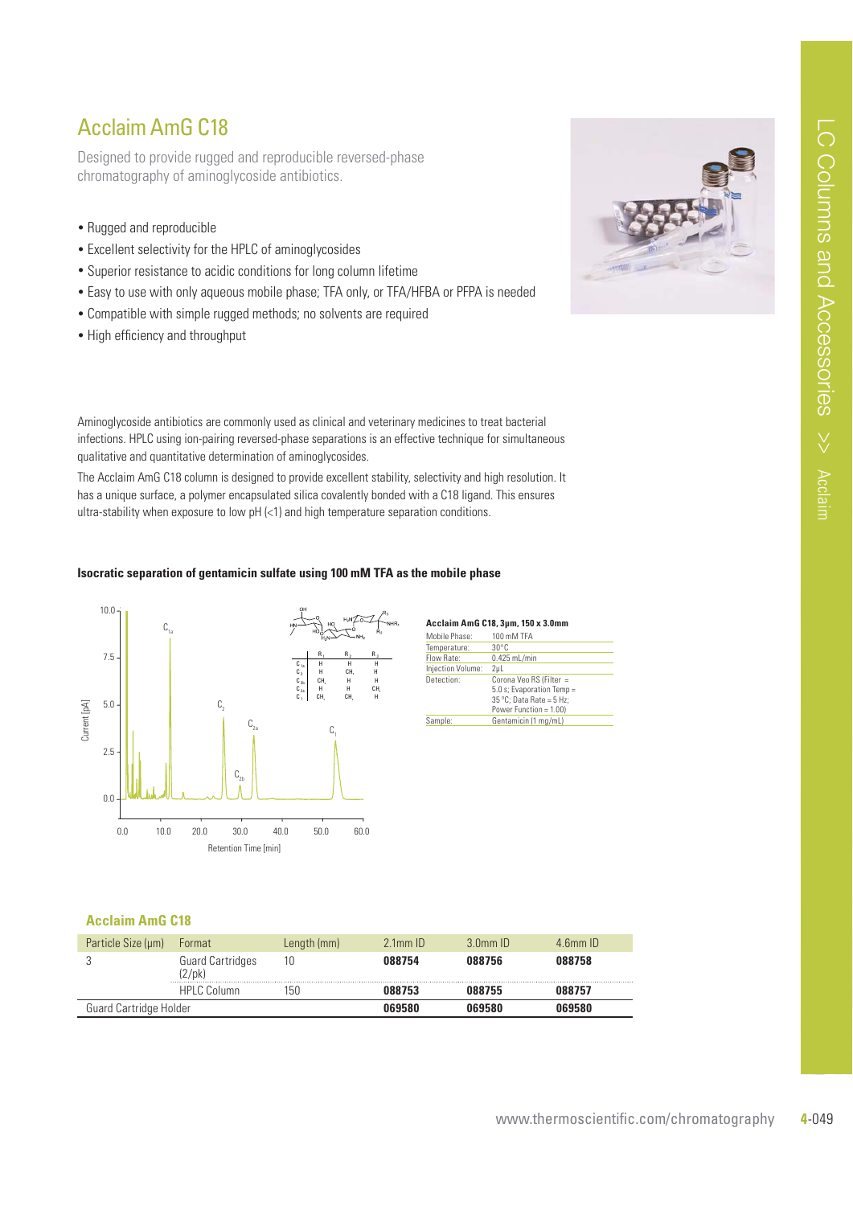# Acclaim AmG C18

Designed to provide rugged and reproducible reversed-phase chromatography of aminoglycoside antibiotics.

- Rugged and reproducible
- Excellent selectivity for the HPLC of aminoglycosides
- Superior resistance to acidic conditions for long column lifetime
- Easy to use with only aqueous mobile phase; TFA only, or TFA/HFBA or PFPA is needed
- Compatible with simple rugged methods; no solvents are required
- High efficiency and throughput

Aminoglycoside antibiotics are commonly used as clinical and veterinary medicines to treat bacterial infections. HPLC using ion-pairing reversed-phase separations is an effective technique for simultaneous qualitative and quantitative determination of aminoglycosides.

The Acclaim AmG C18 column is designed to provide excellent stability, selectivity and high resolution. It has a unique surface, a polymer encapsulated silica covalently bonded with a C18 ligand. This ensures ultra-stability when exposure to low pH (<1) and high temperature separation conditions.

**Isocratic separation of gentamicin sulfate using 100 mM TFA as the mobile phase**

| | $R_1$ | $R_2$ | $R_3$ |
|---|---|---|---|
| $C_{1a}$ | H | H | H |
| $C_2$ | H | $CH_3$ | H |
| $C_{2b}$ | $CH_3$ | H | H |
| $C_{2a}$ | H | H | $CH_3$ |
| $C_1$ | $CH_3$ | $CH_3$ | H |

**Acclaim AmG C18, 3µm, 150 x 3.0mm**

| | |
|---|---|
| Mobile Phase: | 100 mM TFA |
| Temperature: | 30°C |
| Flow Rate: | 0.425 mL/min |
| Injection Volume: | 2µL |
| Detection: | Corona Veo RS (Filter = 5.0 s; Evaporation Temp = 35 °C; Data Rate = 5 Hz; Power Function = 1.00) |
| Sample: | Gentamicin (1 mg/mL) |

### Acclaim AmG C18

| Particle Size (µm) | Format | Length (mm) | 2.1mm ID | 3.0mm ID | 4.6mm ID |
|---|---|---|---|---|---|
| 3 | Guard Cartridges (2/pk) | 10 | **088754** | **088756** | **088758** |
| | HPLC Column | 150 | **088753** | **088755** | **088757** |
| Guard Cartridge Holder | | | **069580** | **069580** | **069580** |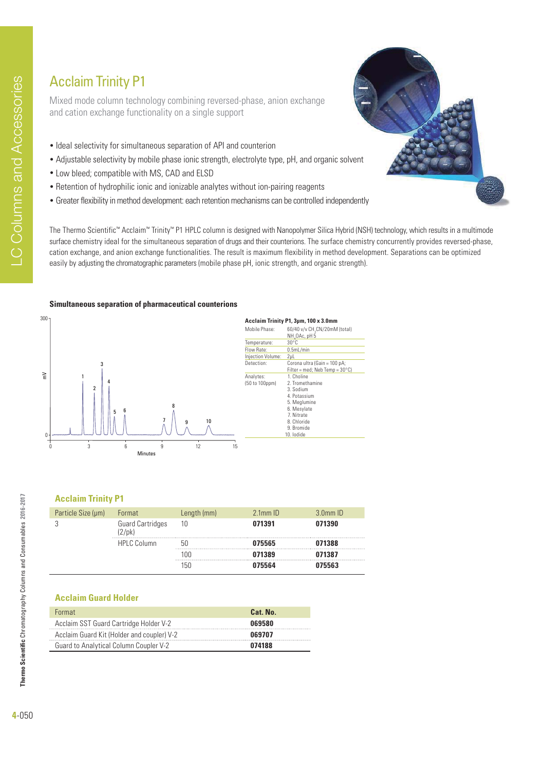# Acclaim Trinity P1

Mixed mode column technology combining reversed-phase, anion exchange and cation exchange functionality on a single support

- Ideal selectivity for simultaneous separation of API and counterion
- Adjustable selectivity by mobile phase ionic strength, electrolyte type, pH, and organic solvent
- Low bleed; compatible with MS, CAD and ELSD
- Retention of hydrophilic ionic and ionizable analytes without ion-pairing reagents
- Greater flexibility in method development: each retention mechanisms can be controlled independently

The Thermo Scientific™ Acclaim™ Trinity™ P1 HPLC column is designed with Nanopolymer Silica Hybrid (NSH) technology, which results in a multimode surface chemistry ideal for the simultaneous separation of drugs and their counterions. The surface chemistry concurrently provides reversed-phase, cation exchange, and anion exchange functionalities. The result is maximum flexibility in method development. Separations can be optimized easily by adjusting the chromatographic parameters (mobile phase pH, ionic strength, and organic strength).

**Simultaneous separation of pharmaceutical counterions**

**Acclaim Trinity P1, 3µm, 100 x 3.0mm**

| | |
|---|---|
| Mobile Phase: | 60/40 v/v $CH_3CN$/20mM (total) $NH_4OAc$, pH 5 |
| Temperature: | 30°C |
| Flow Rate: | 0.5mL/min |
| Injection Volume: | 2µL |
| Detection: | Corona ultra (Gain = 100 pA; Filter = med; Neb Temp = 30°C) |
| Analytes: (50 to 100ppm) | 1. Choline<br>2. Tromethamine<br>3. Sodium<br>4. Potassium<br>5. Meglumine<br>6. Mesylate<br>7. Nitrate<br>8. Chloride<br>9. Bromide<br>10. Iodide |

## Acclaim Trinity P1

| Particle Size (µm) | Format | Length (mm) | 2.1mm ID | 3.0mm ID |
|---|---|---|---|---|
| 3 | Guard Cartridges (2/pk) | 10 | **071391** | **071390** |
| | HPLC Column | 50 | **075565** | **071388** |
| | | 100 | **071389** | **071387** |
| | | 150 | **075564** | **075563** |

## Acclaim Guard Holder

| Format | Cat. No. |
|---|---|
| Acclaim SST Guard Cartridge Holder V-2 | **069580** |
| Acclaim Guard Kit (Holder and coupler) V-2 | **069707** |
| Guard to Analytical Column Coupler V-2 | **074188** |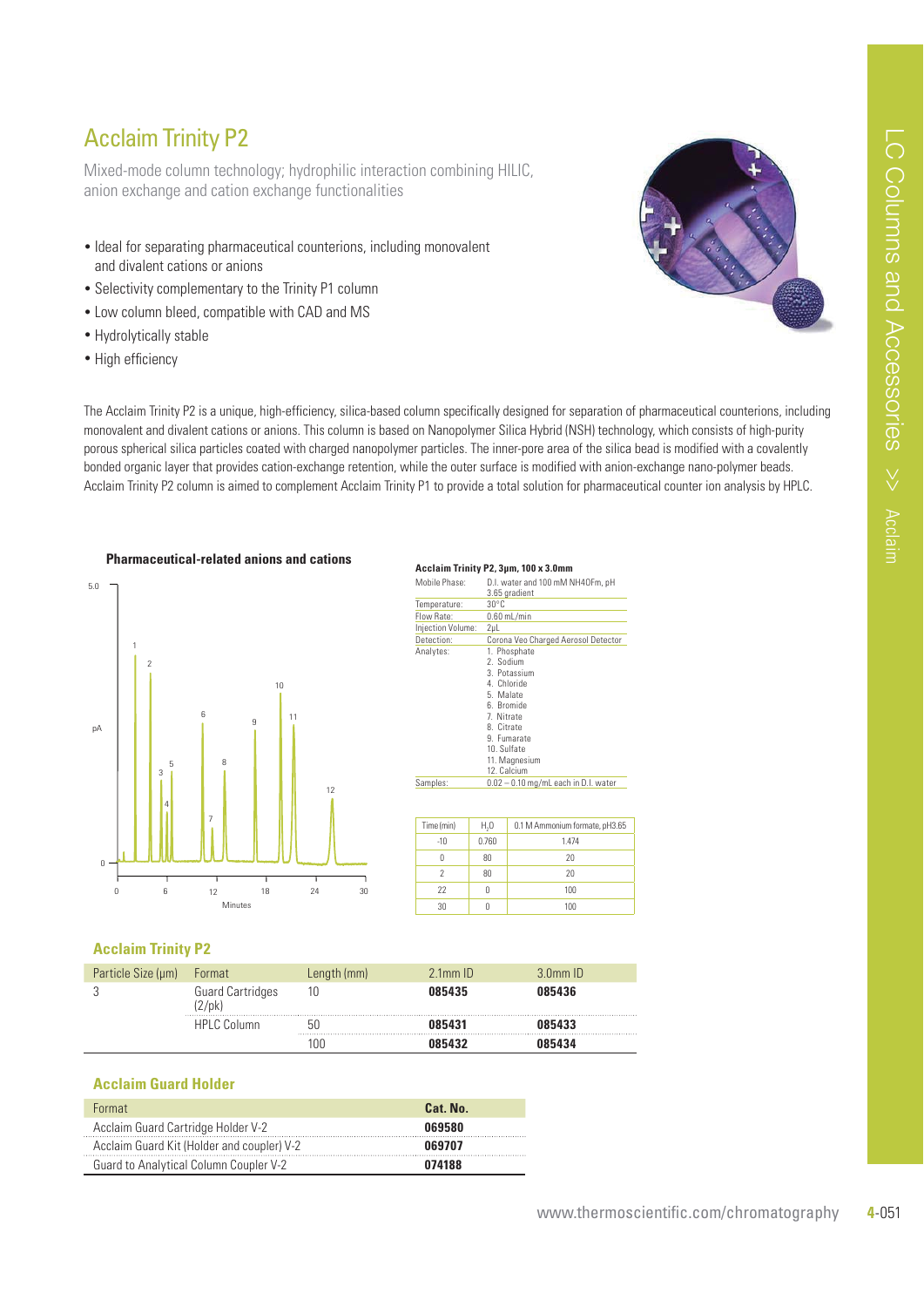# Acclaim Trinity P2

Mixed-mode column technology; hydrophilic interaction combining HILIC, anion exchange and cation exchange functionalities

- Ideal for separating pharmaceutical counterions, including monovalent and divalent cations or anions
- Selectivity complementary to the Trinity P1 column
- Low column bleed, compatible with CAD and MS
- Hydrolytically stable
- High efficiency

The Acclaim Trinity P2 is a unique, high-efficiency, silica-based column specifically designed for separation of pharmaceutical counterions, including monovalent and divalent cations or anions. This column is based on Nanopolymer Silica Hybrid (NSH) technology, which consists of high-purity porous spherical silica particles coated with charged nanopolymer particles. The inner-pore area of the silica bead is modified with a covalently bonded organic layer that provides cation-exchange retention, while the outer surface is modified with anion-exchange nano-polymer beads. Acclaim Trinity P2 column is aimed to complement Acclaim Trinity P1 to provide a total solution for pharmaceutical counter ion analysis by HPLC.

**Pharmaceutical-related anions and cations**

**Acclaim Trinity P2, 3µm, 100 x 3.0mm**

| | |
|---|---|
| Mobile Phase: | D.I. water and 100 mM NH4OFm, pH 3.65 gradient |
| Temperature: | 30°C |
| Flow Rate: | 0.60 mL/min |
| Injection Volume: | 2µL |
| Detection: | Corona Veo Charged Aerosol Detector |
| Analytes: | 1. Phosphate<br>2. Sodium<br>3. Potassium<br>4. Chloride<br>5. Malate<br>6. Bromide<br>7. Nitrate<br>8. Citrate<br>9. Fumarate<br>10. Sulfate<br>11. Magnesium<br>12. Calcium |
| Samples: | 0.02 – 0.10 mg/mL each in D.I. water |

| Time (min) | $H_2O$ | 0.1 M Ammonium formate, pH3.65 |
|---|---|---|
| -10 | 0.760 | 1.474 |
| 0 | 80 | 20 |
| 2 | 80 | 20 |
| 22 | 0 | 100 |
| 30 | 0 | 100 |

## Acclaim Trinity P2

| Particle Size (µm) | Format | Length (mm) | 2.1mm ID | 3.0mm ID |
|---|---|---|---|---|
| 3 | Guard Cartridges (2/pk) | 10 | **085435** | **085436** |
| | HPLC Column | 50 | **085431** | **085433** |
| | | 100 | **085432** | **085434** |

## Acclaim Guard Holder

| Format | Cat. No. |
|---|---|
| Acclaim Guard Cartridge Holder V-2 | **069580** |
| Acclaim Guard Kit (Holder and coupler) V-2 | **069707** |
| Guard to Analytical Column Coupler V-2 | **074188** |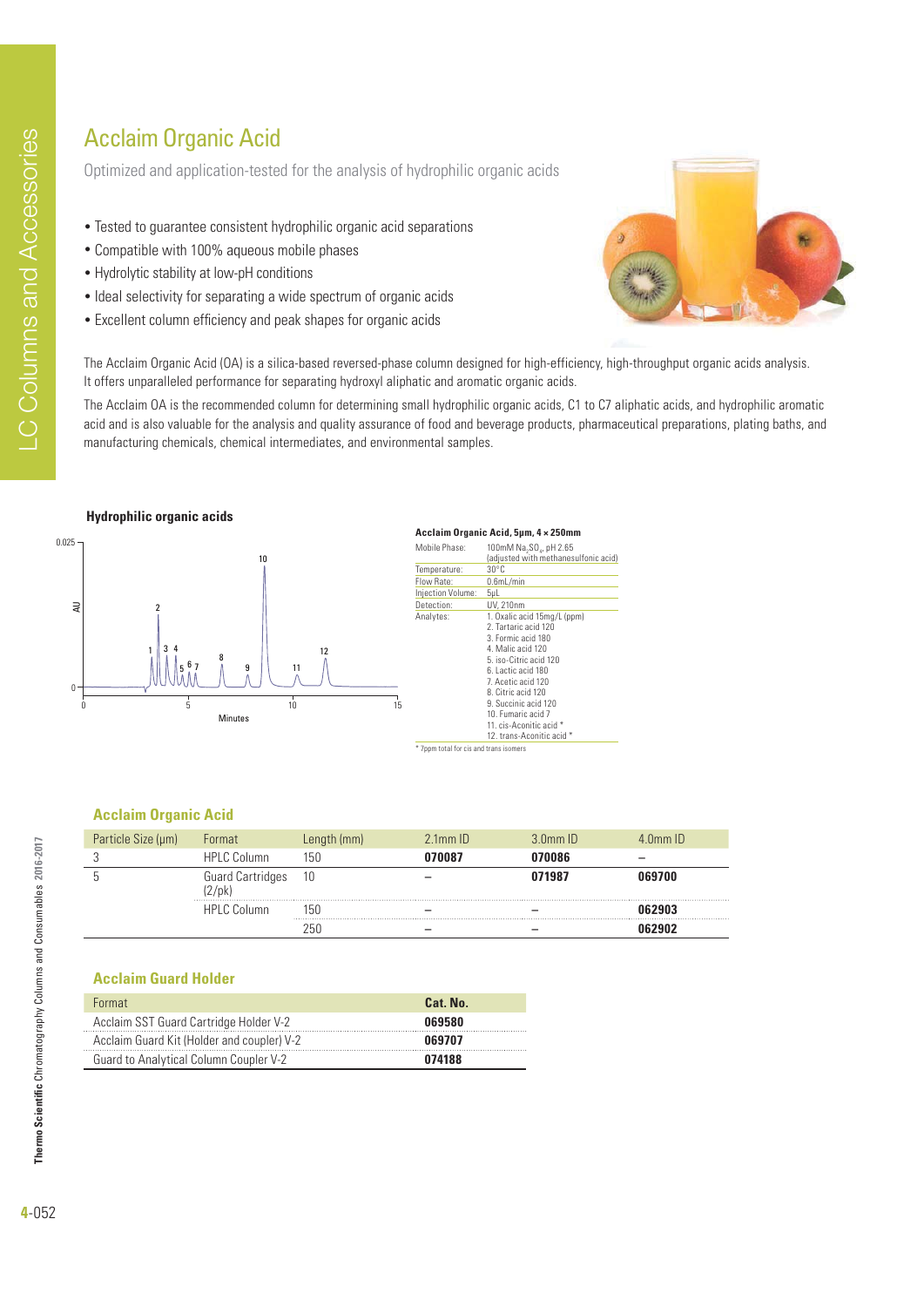# Acclaim Organic Acid

Optimized and application-tested for the analysis of hydrophilic organic acids

- Tested to guarantee consistent hydrophilic organic acid separations
- Compatible with 100% aqueous mobile phases
- Hydrolytic stability at low-pH conditions
- Ideal selectivity for separating a wide spectrum of organic acids
- Excellent column efficiency and peak shapes for organic acids

The Acclaim Organic Acid (OA) is a silica-based reversed-phase column designed for high-efficiency, high-throughput organic acids analysis. It offers unparalleled performance for separating hydroxyl aliphatic and aromatic organic acids.

The Acclaim OA is the recommended column for determining small hydrophilic organic acids, C1 to C7 aliphatic acids, and hydrophilic aromatic acid and is also valuable for the analysis and quality assurance of food and beverage products, pharmaceutical preparations, plating baths, and manufacturing chemicals, chemical intermediates, and environmental samples.

**Hydrophilic organic acids**

**Acclaim Organic Acid, 5µm, 4 × 250mm**

| | |
|---|---|
| Mobile Phase: | 100mM $Na_2SO_4$, pH 2.65 (adjusted with methanesulfonic acid) |
| Temperature: | 30°C |
| Flow Rate: | 0.6mL/min |
| Injection Volume: | 5µL |
| Detection: | UV, 210nm |
| Analytes: | 1. Oxalic acid 15mg/L (ppm)<br>2. Tartaric acid 120<br>3. Formic acid 180<br>4. Malic acid 120<br>5. iso-Citric acid 120<br>6. Lactic acid 180<br>7. Acetic acid 120<br>8. Citric acid 120<br>9. Succinic acid 120<br>10. Fumaric acid 7<br>11. cis-Aconitic acid *<br>12. trans-Aconitic acid * |

\* 7ppm total for cis and trans isomers

## Acclaim Organic Acid

| Particle Size (µm) | Format | Length (mm) | 2.1mm ID | 3.0mm ID | 4.0mm ID |
|---|---|---|---|---|---|
| 3 | HPLC Column | 150 | **070087** | **070086** | – |
| 5 | Guard Cartridges (2/pk) | 10 | – | **071987** | **069700** |
| | HPLC Column | 150 | – | – | **062903** |
| | | 250 | – | – | **062902** |

## Acclaim Guard Holder

| Format | Cat. No. |
|---|---|
| Acclaim SST Guard Cartridge Holder V-2 | **069580** |
| Acclaim Guard Kit (Holder and coupler) V-2 | **069707** |
| Guard to Analytical Column Coupler V-2 | **074188** |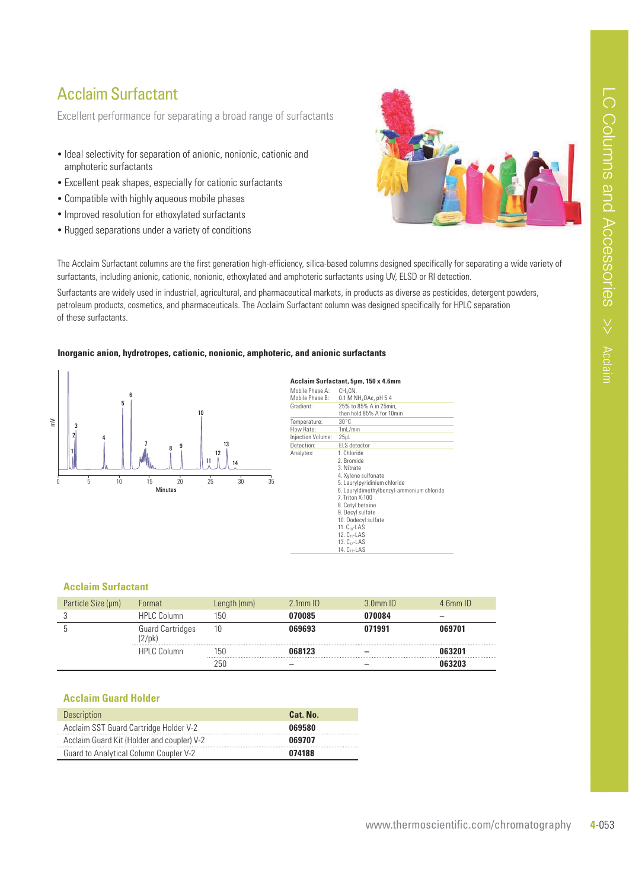# Acclaim Surfactant

Excellent performance for separating a broad range of surfactants

- Ideal selectivity for separation of anionic, nonionic, cationic and amphoteric surfactants
- Excellent peak shapes, especially for cationic surfactants
- Compatible with highly aqueous mobile phases
- Improved resolution for ethoxylated surfactants
- Rugged separations under a variety of conditions

The Acclaim Surfactant columns are the first generation high-efficiency, silica-based columns designed specifically for separating a wide variety of surfactants, including anionic, cationic, nonionic, ethoxylated and amphoteric surfactants using UV, ELSD or RI detection.

Surfactants are widely used in industrial, agricultural, and pharmaceutical markets, in products as diverse as pesticides, detergent powders, petroleum products, cosmetics, and pharmaceuticals. The Acclaim Surfactant column was designed specifically for HPLC separation of these surfactants.

**Inorganic anion, hydrotropes, cationic, nonionic, amphoteric, and anionic surfactants**

**Acclaim Surfactant, 5µm, 150 x 4.6mm**

| | |
|---|---|
| Mobile Phase A: | $CH_3CN$ |
| Mobile Phase B: | 0.1 M $NH_4OAc$, pH 5.4 |
| Gradient: | 25% to 85% A in 25min, then hold 85% A for 10min |
| Temperature: | 30°C |
| Flow Rate: | 1mL/min |
| Injection Volume: | 25µL |
| Detection: | ELS detector |
| Analytes: | 1. Chloride<br>2. Bromide<br>3. Nitrate<br>4. Xylene sulfonate<br>5. Laurylpyridinium chloride<br>6. Lauryldimethylbenzyl-ammonium chloride<br>7. Triton X-100<br>8. Cetyl betaine<br>9. Decyl sulfate<br>10. Dodecyl sulfate<br>11. $C_{10}$-LAS<br>12. $C_{11}$-LAS<br>13. $C_{12}$-LAS<br>14. $C_{13}$-LAS |

## Acclaim Surfactant

| Particle Size (µm) | Format | Length (mm) | 2.1mm ID | 3.0mm ID | 4.6mm ID |
|---|---|---|---|---|---|
| 3 | HPLC Column | 150 | **070085** | **070084** | – |
| 5 | Guard Cartridges (2/pk) | 10 | **069693** | **071991** | **069701** |
| | HPLC Column | 150 | **068123** | – | **063201** |
| | | 250 | – | – | **063203** |

## Acclaim Guard Holder

| Description | Cat. No. |
|---|---|
| Acclaim SST Guard Cartridge Holder V-2 | **069580** |
| Acclaim Guard Kit (Holder and coupler) V-2 | **069707** |
| Guard to Analytical Column Coupler V-2 | **074188** |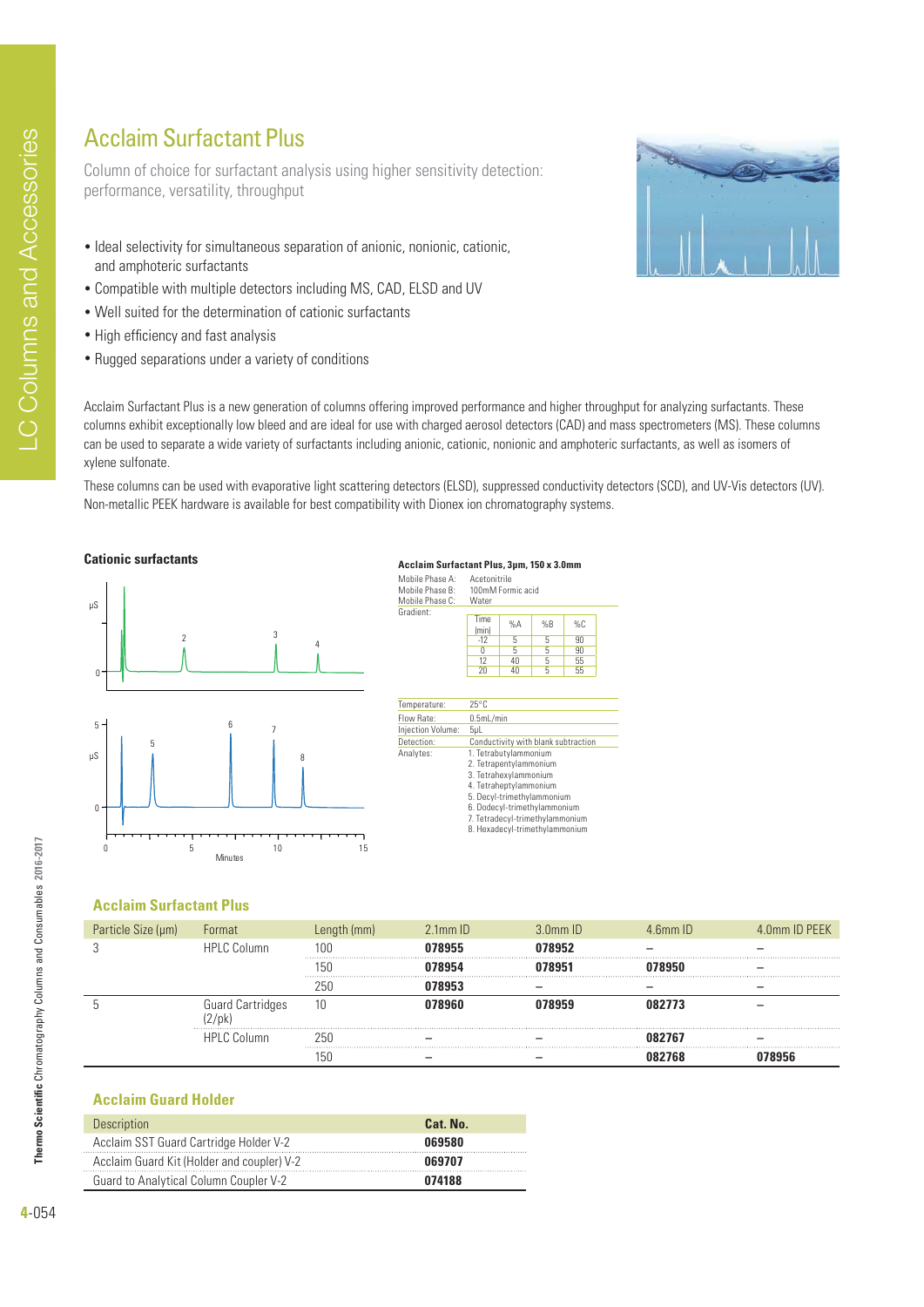# Acclaim Surfactant Plus

Column of choice for surfactant analysis using higher sensitivity detection: performance, versatility, throughput

- Ideal selectivity for simultaneous separation of anionic, nonionic, cationic, and amphoteric surfactants
- Compatible with multiple detectors including MS, CAD, ELSD and UV
- Well suited for the determination of cationic surfactants
- High efficiency and fast analysis
- Rugged separations under a variety of conditions

Acclaim Surfactant Plus is a new generation of columns offering improved performance and higher throughput for analyzing surfactants. These columns exhibit exceptionally low bleed and are ideal for use with charged aerosol detectors (CAD) and mass spectrometers (MS). These columns can be used to separate a wide variety of surfactants including anionic, cationic, nonionic and amphoteric surfactants, as well as isomers of xylene sulfonate.

These columns can be used with evaporative light scattering detectors (ELSD), suppressed conductivity detectors (SCD), and UV-Vis detectors (UV). Non-metallic PEEK hardware is available for best compatibility with Dionex ion chromatography systems.

**Cationic surfactants**

**Acclaim Surfactant Plus, 3µm, 150 x 3.0mm**

Mobile Phase A: Acetonitrile
Mobile Phase B: 100mM Formic acid
Mobile Phase C: Water
Gradient:

| Time (min) | %A | %B | %C |
|---|---|---|---|
| -12 | 5 | 5 | 90 |
| 0 | 5 | 5 | 90 |
| 12 | 40 | 5 | 55 |
| 20 | 40 | 5 | 55 |

Temperature: 25°C
Flow Rate: 0.5mL/min
Injection Volume: 5µL
Detection: Conductivity with blank subtraction
Analytes:
1. Tetrabutylammonium
2. Tetrapentylammonium
3. Tetrahexylammonium
4. Tetraheptylammonium
5. Decyl-trimethylammonium
6. Dodecyl-trimethylammonium
7. Tetradecyl-trimethylammonium
8. Hexadecyl-trimethylammonium

### Acclaim Surfactant Plus

| Particle Size (µm) | Format | Length (mm) | 2.1mm ID | 3.0mm ID | 4.6mm ID | 4.0mm ID PEEK |
|---|---|---|---|---|---|---|
| 3 | HPLC Column | 100 | **078955** | **078952** | – | – |
| | | 150 | **078954** | **078951** | **078950** | – |
| | | 250 | **078953** | – | – | – |
| 5 | Guard Cartridges (2/pk) | 10 | **078960** | **078959** | **082773** | – |
| | HPLC Column | 250 | – | – | **082767** | – |
| | | 150 | – | – | **082768** | **078956** |

### Acclaim Guard Holder

| Description | Cat. No. |
|---|---|
| Acclaim SST Guard Cartridge Holder V-2 | **069580** |
| Acclaim Guard Kit (Holder and coupler) V-2 | **069707** |
| Guard to Analytical Column Coupler V-2 | **074188** |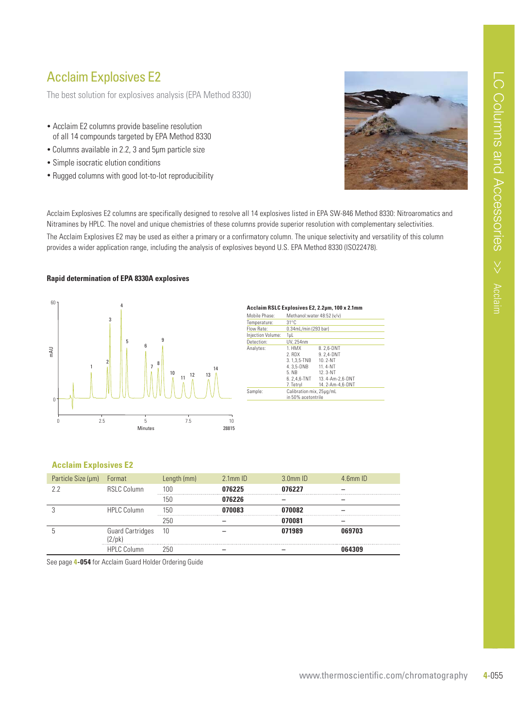# Acclaim Explosives E2

The best solution for explosives analysis (EPA Method 8330)

- Acclaim E2 columns provide baseline resolution of all 14 compounds targeted by EPA Method 8330
- Columns available in 2.2, 3 and 5µm particle size
- Simple isocratic elution conditions
- Rugged columns with good lot-to-lot reproducibility

Acclaim Explosives E2 columns are specifically designed to resolve all 14 explosives listed in EPA SW-846 Method 8330: Nitroaromatics and Nitramines by HPLC. The novel and unique chemistries of these columns provide superior resolution with complementary selectivities.

The Acclaim Explosives E2 may be used as either a primary or a confirmatory column. The unique selectivity and versatility of this column provides a wider application range, including the analysis of explosives beyond U.S. EPA Method 8330 (ISO22478).

**Rapid determination of EPA 8330A explosives**

**Acclaim RSLC Explosives E2, 2.2µm, 100 x 2.1mm**

| | | |
|---|---|---|
| Mobile Phase: | Methanol:water 48:52 (v/v) | |
| Temperature: | 31°C | |
| Flow Rate: | 0.34mL/min (293 bar) | |
| Injection Volume: | 1µL | |
| Detection: | UV, 254nm | |
| Analytes: | 1. HMX | 8. 2,6-DNT |
| | 2. RDX | 9. 2,4-DNT |
| | 3. 1,3,5-TNB | 10. 2-NT |
| | 4. 3,5-DNB | 11. 4-NT |
| | 5. NB | 12. 3-NT |
| | 6. 2,4,6-TNT | 13. 4-Am-2,6-DNT |
| | 7. Tetryl | 14. 2-Am-4,6-DNT |
| Sample: | Calibration mix, 25µg/mL in 50% acetonitrile | |

## Acclaim Explosives E2

| Particle Size (µm) | Format | Length (mm) | 2.1mm ID | 3.0mm ID | 4.6mm ID |
|---|---|---|---|---|---|
| 2.2 | RSLC Column | 100 | **076225** | **076227** | – |
| | | 150 | **076226** | – | – |
| 3 | HPLC Column | 150 | **070083** | **070082** | – |
| | | 250 | – | **070081** | – |
| 5 | Guard Cartridges (2/pk) | 10 | – | **071989** | **069703** |
| | HPLC Column | 250 | – | – | **064309** |

See page **4-054** for Acclaim Guard Holder Ordering Guide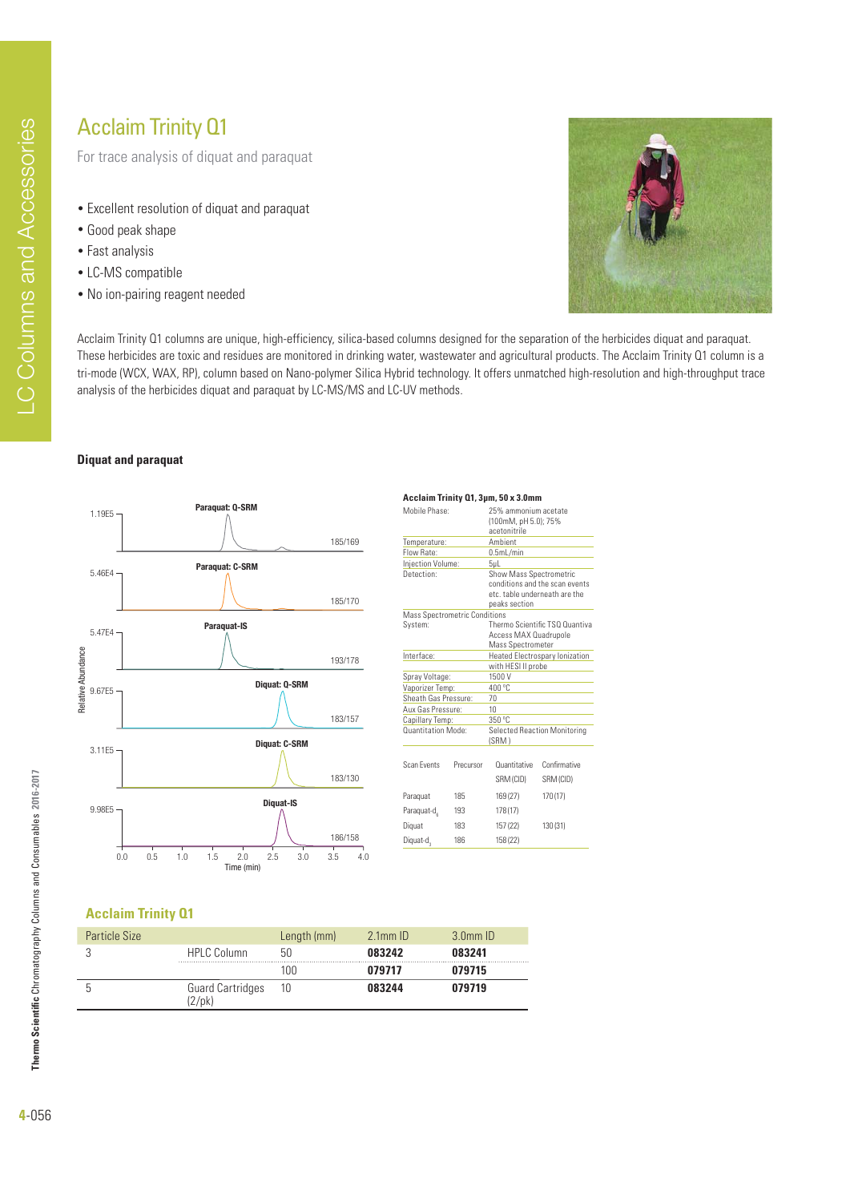# Acclaim Trinity Q1

For trace analysis of diquat and paraquat

- Excellent resolution of diquat and paraquat
- Good peak shape
- Fast analysis
- LC-MS compatible
- No ion-pairing reagent needed

Acclaim Trinity Q1 columns are unique, high-efficiency, silica-based columns designed for the separation of the herbicides diquat and paraquat. These herbicides are toxic and residues are monitored in drinking water, wastewater and agricultural products. The Acclaim Trinity Q1 column is a tri-mode (WCX, WAX, RP), column based on Nano-polymer Silica Hybrid technology. It offers unmatched high-resolution and high-throughput trace analysis of the herbicides diquat and paraquat by LC-MS/MS and LC-UV methods.

### Diquat and paraquat

**Acclaim Trinity Q1, 3µm, 50 x 3.0mm**

| | |
|---|---|
| Mobile Phase: | 25% ammonium acetate (100mM, pH 5.0); 75% acetonitrile |
| Temperature: | Ambient |
| Flow Rate: | 0.5mL/min |
| Injection Volume: | 5µL |
| Detection: | Show Mass Spectrometric conditions and the scan events etc. table underneath are the peaks section |

Mass Spectrometric Conditions

| | |
|---|---|
| System: | Thermo Scientific TSQ Quantiva Access MAX Quadrupole Mass Spectrometer |
| Interface: | Heated Electrospary Ionization with HESI II probe |
| Spray Voltage: | 1500 V |
| Vaporizer Temp: | 400 °C |
| Sheath Gas Pressure: | 70 |
| Aux Gas Pressure: | 10 |
| Capillary Temp: | 350 °C |
| Quantitation Mode: | Selected Reaction Monitoring (SRM) |

| Scan Events | Precursor | Quantitative SRM (CID) | Confirmative SRM (CID) |
|---|---|---|---|
| Paraquat | 185 | 169 (27) | 170 (17) |
| Paraquat-$d_4$ | 193 | 178 (17) | |
| Diquat | 183 | 157 (22) | 130 (31) |
| Diquat-$d_3$ | 186 | 158 (22) | |

## Acclaim Trinity Q1

| Particle Size | | Length (mm) | 2.1mm ID | 3.0mm ID |
|---|---|---|---|---|
| 3 | HPLC Column | 50 | **083242** | **083241** |
| | | 100 | **079717** | **079715** |
| 5 | Guard Cartridges (2/pk) | 10 | **083244** | **079719** |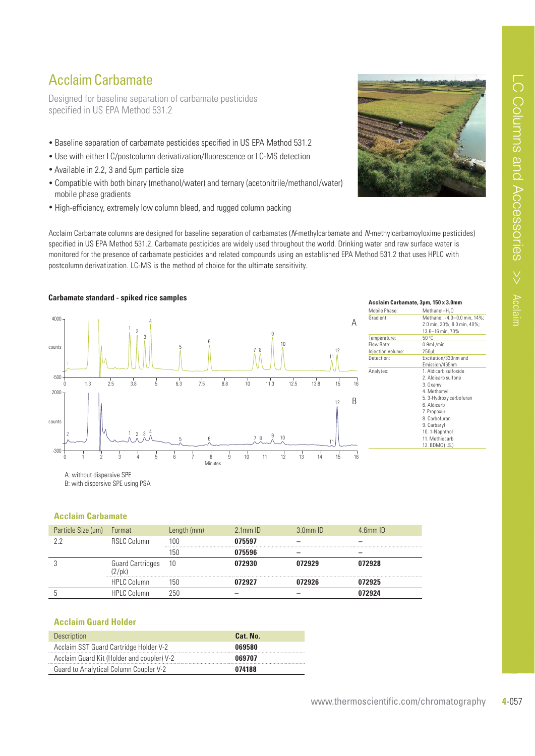# Acclaim Carbamate

Designed for baseline separation of carbamate pesticides specified in US EPA Method 531.2

- Baseline separation of carbamate pesticides specified in US EPA Method 531.2
- Use with either LC/postcolumn derivatization/fluorescence or LC-MS detection
- Available in 2.2, 3 and 5µm particle size
- Compatible with both binary (methanol/water) and ternary (acetonitrile/methanol/water) mobile phase gradients
- High-efficiency, extremely low column bleed, and rugged column packing

Acclaim Carbamate columns are designed for baseline separation of carbamates (*N*-methylcarbamate and *N*-methylcarbamoyloxime pesticides) specified in US EPA Method 531.2. Carbamate pesticides are widely used throughout the world. Drinking water and raw surface water is monitored for the presence of carbamate pesticides and related compounds using an established EPA Method 531.2 that uses HPLC with postcolumn derivatization. LC-MS is the method of choice for the ultimate sensitivity.

**Carbamate standard - spiked rice samples**

A: without dispersive SPE
B: with dispersive SPE using PSA

**Acclaim Carbamate, 3µm, 150 x 3.0mm**

| | |
|---|---|
| Mobile Phase: | Methanol–$H_2O$ |
| Gradient: | Methanol, -4.0–0.0 min, 14%; 2.0 min, 20%; 8.0 min, 40%; 13.6–16 min, 70% |
| Temperature: | 50 °C |
| Flow Rate: | 0.9mL/min |
| Injection Volume: | 250µL |
| Detection: | Excitation/330nm and Emission/465nm |
| Analytes: | 1. Aldicarb sulfoxide<br>2. Aldicarb sulfone<br>3. Oxamyl<br>4. Methomyl<br>5. 3-Hydroxy carbofuran<br>6. Aldicarb<br>7. Propoxur<br>8. Carbofuran<br>9. Carbaryl<br>10. 1-Naphthol<br>11. Methiocarb<br>12. BDMC (I.S.) |

### Acclaim Carbamate

| Particle Size (µm) | Format | Length (mm) | 2.1mm ID | 3.0mm ID | 4.6mm ID |
|---|---|---|---|---|---|
| 2.2 | RSLC Column | 100 | **075597** | – | – |
| | | 150 | **075596** | – | – |
| 3 | Guard Cartridges (2/pk) | 10 | **072930** | **072929** | **072928** |
| | HPLC Column | 150 | **072927** | **072926** | **072925** |
| 5 | HPLC Column | 250 | – | – | **072924** |

### Acclaim Guard Holder

| Description | Cat. No. |
|---|---|
| Acclaim SST Guard Cartridge Holder V-2 | **069580** |
| Acclaim Guard Kit (Holder and coupler) V-2 | **069707** |
| Guard to Analytical Column Coupler V-2 | **074188** |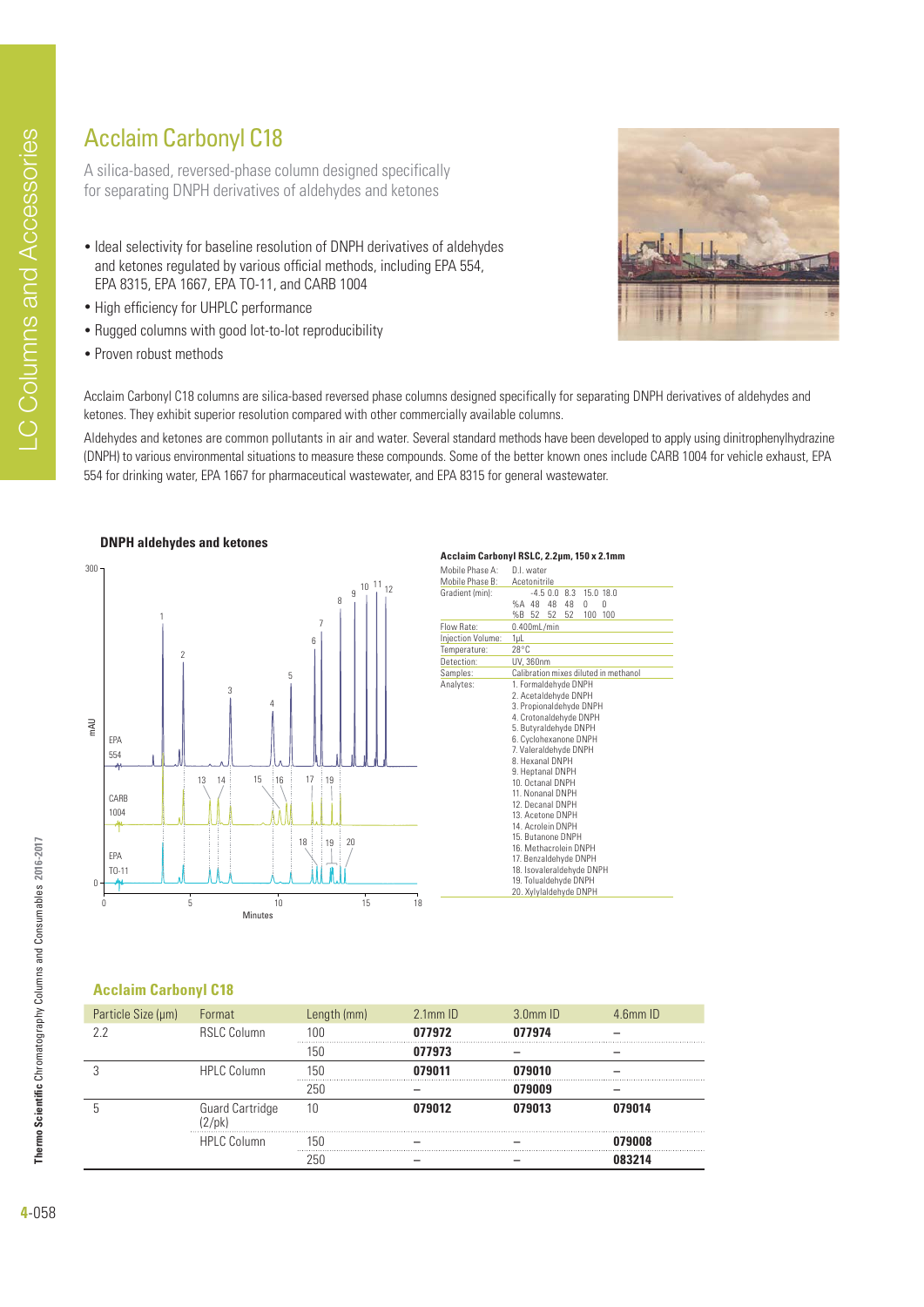# Acclaim Carbonyl C18

A silica-based, reversed-phase column designed specifically for separating DNPH derivatives of aldehydes and ketones

- Ideal selectivity for baseline resolution of DNPH derivatives of aldehydes and ketones regulated by various official methods, including EPA 554, EPA 8315, EPA 1667, EPA TO-11, and CARB 1004
- High efficiency for UHPLC performance
- Rugged columns with good lot-to-lot reproducibility
- Proven robust methods

Acclaim Carbonyl C18 columns are silica-based reversed phase columns designed specifically for separating DNPH derivatives of aldehydes and ketones. They exhibit superior resolution compared with other commercially available columns.

Aldehydes and ketones are common pollutants in air and water. Several standard methods have been developed to apply using dinitrophenylhydrazine (DNPH) to various environmental situations to measure these compounds. Some of the better known ones include CARB 1004 for vehicle exhaust, EPA 554 for drinking water, EPA 1667 for pharmaceutical wastewater, and EPA 8315 for general wastewater.

**DNPH aldehydes and ketones**

300
mAU
0
EPA 554
CARB 1004
EPA TO-11
0 5 10 15 18
Minutes
1 2 3 4 5 6 7 8 9 10 11 12
13 14 15 16 17 19
18 19 20

**Acclaim Carbonyl RSLC, 2.2µm, 150 x 2.1mm**

| | |
|---|---|
| Mobile Phase A: | D.I. water |
| Mobile Phase B: | Acetonitrile |
| Gradient (min): | -4.5 0.0 8.3 15.0 18.0<br>%A 48 48 48 0 0<br>%B 52 52 52 100 100 |
| Flow Rate: | 0.400mL/min |
| Injection Volume: | 1µL |
| Temperature: | 28°C |
| Detection: | UV, 360nm |
| Samples: | Calibration mixes diluted in methanol |
| Analytes: | 1. Formaldehyde DNPH<br>2. Acetaldehyde DNPH<br>3. Propionaldehyde DNPH<br>4. Crotonaldehyde DNPH<br>5. Butyraldehyde DNPH<br>6. Cyclohexanone DNPH<br>7. Valeraldehyde DNPH<br>8. Hexanal DNPH<br>9. Heptanal DNPH<br>10. Octanal DNPH<br>11. Nonanal DNPH<br>12. Decanal DNPH<br>13. Acetone DNPH<br>14. Acrolein DNPH<br>15. Butanone DNPH<br>16. Methacrolein DNPH<br>17. Benzaldehyde DNPH<br>18. Isovaleraldehyde DNPH<br>19. Tolualdehyde DNPH<br>20. Xylylaldehyde DNPH |

## Acclaim Carbonyl C18

| Particle Size (µm) | Format | Length (mm) | 2.1mm ID | 3.0mm ID | 4.6mm ID |
|---|---|---|---|---|---|
| 2.2 | RSLC Column | 100 | **077972** | **077974** | – |
| | | 150 | **077973** | – | – |
| 3 | HPLC Column | 150 | **079011** | **079010** | – |
| | | 250 | – | **079009** | – |
| 5 | Guard Cartridge (2/pk) | 10 | **079012** | **079013** | **079014** |
| | HPLC Column | 150 | – | – | **079008** |
| | | 250 | – | – | **083214** |